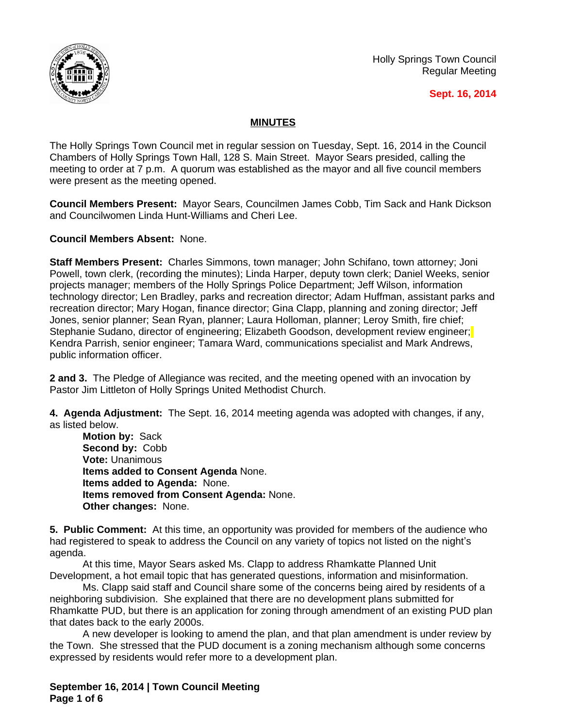Holly Springs Town Council
Regular Meeting

**Sept. 16, 2014**

## MINUTES

The Holly Springs Town Council met in regular session on Tuesday, Sept. 16, 2014 in the Council Chambers of Holly Springs Town Hall, 128 S. Main Street. Mayor Sears presided, calling the meeting to order at 7 p.m. A quorum was established as the mayor and all five council members were present as the meeting opened.

**Council Members Present:** Mayor Sears, Councilmen James Cobb, Tim Sack and Hank Dickson and Councilwomen Linda Hunt-Williams and Cheri Lee.

**Council Members Absent:** None.

**Staff Members Present:** Charles Simmons, town manager; John Schifano, town attorney; Joni Powell, town clerk, (recording the minutes); Linda Harper, deputy town clerk; Daniel Weeks, senior projects manager; members of the Holly Springs Police Department; Jeff Wilson, information technology director; Len Bradley, parks and recreation director; Adam Huffman, assistant parks and recreation director; Mary Hogan, finance director; Gina Clapp, planning and zoning director; Jeff Jones, senior planner; Sean Ryan, planner; Laura Holloman, planner; Leroy Smith, fire chief; Stephanie Sudano, director of engineering; Elizabeth Goodson, development review engineer; Kendra Parrish, senior engineer; Tamara Ward, communications specialist and Mark Andrews, public information officer.

**2 and 3.** The Pledge of Allegiance was recited, and the meeting opened with an invocation by Pastor Jim Littleton of Holly Springs United Methodist Church.

**4. Agenda Adjustment:** The Sept. 16, 2014 meeting agenda was adopted with changes, if any, as listed below.

**Motion by:** Sack
**Second by:** Cobb
**Vote:** Unanimous
**Items added to Consent Agenda** None.
**Items added to Agenda:** None.
**Items removed from Consent Agenda:** None.
**Other changes:** None.

**5. Public Comment:** At this time, an opportunity was provided for members of the audience who had registered to speak to address the Council on any variety of topics not listed on the night's agenda.

At this time, Mayor Sears asked Ms. Clapp to address Rhamkatte Planned Unit Development, a hot email topic that has generated questions, information and misinformation.

Ms. Clapp said staff and Council share some of the concerns being aired by residents of a neighboring subdivision. She explained that there are no development plans submitted for Rhamkatte PUD, but there is an application for zoning through amendment of an existing PUD plan that dates back to the early 2000s.

A new developer is looking to amend the plan, and that plan amendment is under review by the Town. She stressed that the PUD document is a zoning mechanism although some concerns expressed by residents would refer more to a development plan.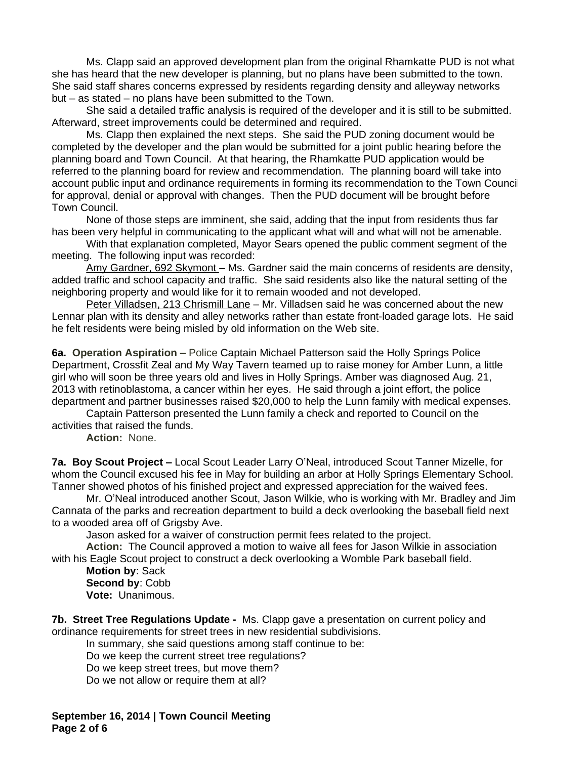Ms. Clapp said an approved development plan from the original Rhamkatte PUD is not what she has heard that the new developer is planning, but no plans have been submitted to the town. She said staff shares concerns expressed by residents regarding density and alleyway networks but – as stated – no plans have been submitted to the Town.

She said a detailed traffic analysis is required of the developer and it is still to be submitted. Afterward, street improvements could be determined and required.

Ms. Clapp then explained the next steps. She said the PUD zoning document would be completed by the developer and the plan would be submitted for a joint public hearing before the planning board and Town Council. At that hearing, the Rhamkatte PUD application would be referred to the planning board for review and recommendation. The planning board will take into account public input and ordinance requirements in forming its recommendation to the Town Council for approval, denial or approval with changes. Then the PUD document will be brought before Town Council.

None of those steps are imminent, she said, adding that the input from residents thus far has been very helpful in communicating to the applicant what will and what will not be amenable.

With that explanation completed, Mayor Sears opened the public comment segment of the meeting. The following input was recorded:

Amy Gardner, 692 Skymont – Ms. Gardner said the main concerns of residents are density, added traffic and school capacity and traffic. She said residents also like the natural setting of the neighboring property and would like for it to remain wooded and not developed.

Peter Villadsen, 213 Chrismill Lane – Mr. Villadsen said he was concerned about the new Lennar plan with its density and alley networks rather than estate front-loaded garage lots. He said he felt residents were being misled by old information on the Web site.

**6a. Operation Aspiration –** Police Captain Michael Patterson said the Holly Springs Police Department, Crossfit Zeal and My Way Tavern teamed up to raise money for Amber Lunn, a little girl who will soon be three years old and lives in Holly Springs. Amber was diagnosed Aug. 21, 2013 with retinoblastoma, a cancer within her eyes. He said through a joint effort, the police department and partner businesses raised $20,000 to help the Lunn family with medical expenses.

Captain Patterson presented the Lunn family a check and reported to Council on the activities that raised the funds.

**Action:** None.

**7a. Boy Scout Project –** Local Scout Leader Larry O'Neal, introduced Scout Tanner Mizelle, for whom the Council excused his fee in May for building an arbor at Holly Springs Elementary School. Tanner showed photos of his finished project and expressed appreciation for the waived fees.

Mr. O'Neal introduced another Scout, Jason Wilkie, who is working with Mr. Bradley and Jim Cannata of the parks and recreation department to build a deck overlooking the baseball field next to a wooded area off of Grigsby Ave.

Jason asked for a waiver of construction permit fees related to the project.

**Action:** The Council approved a motion to waive all fees for Jason Wilkie in association with his Eagle Scout project to construct a deck overlooking a Womble Park baseball field.

**Motion by**: Sack
**Second by**: Cobb
**Vote:** Unanimous.

**7b. Street Tree Regulations Update -** Ms. Clapp gave a presentation on current policy and ordinance requirements for street trees in new residential subdivisions.

In summary, she said questions among staff continue to be:

Do we keep the current street tree regulations?

Do we keep street trees, but move them?

Do we not allow or require them at all?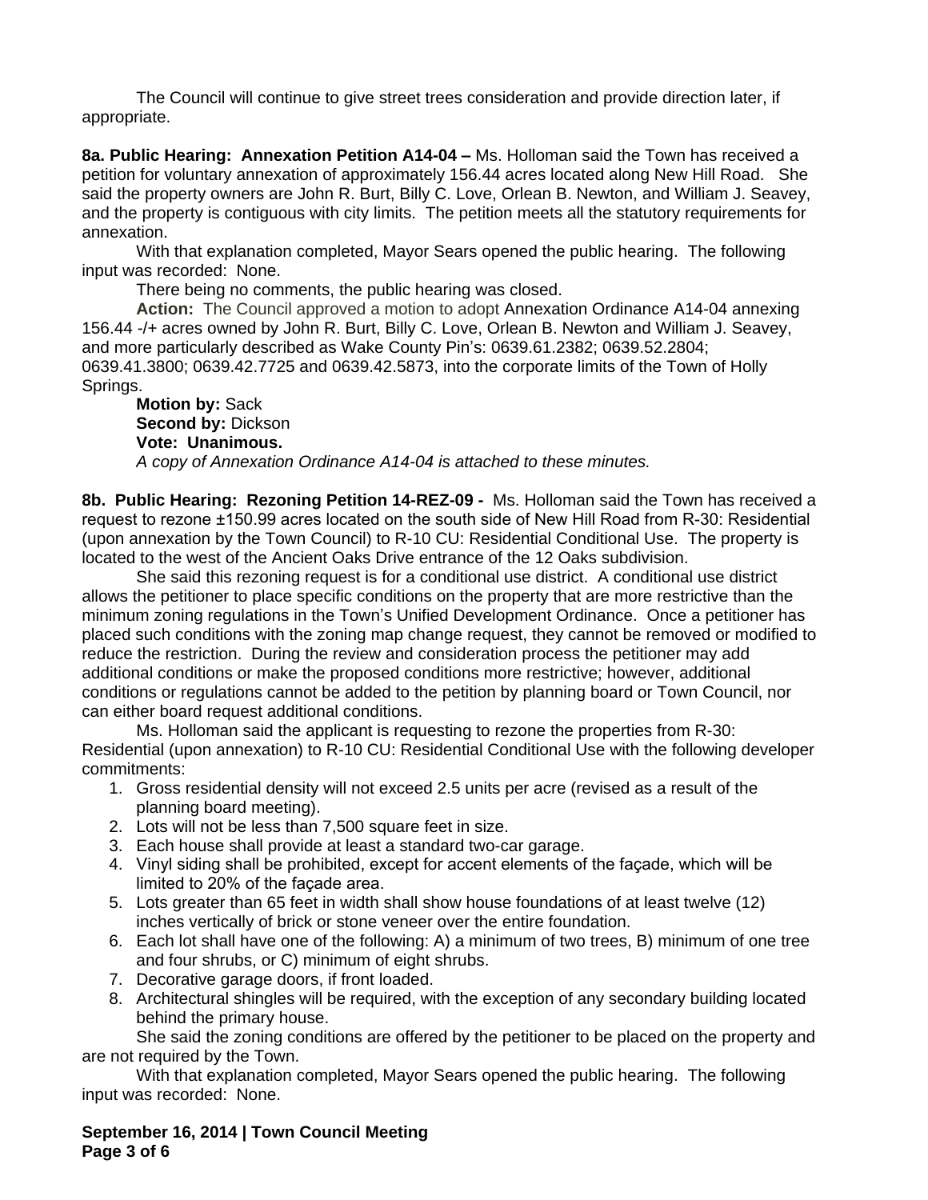The Council will continue to give street trees consideration and provide direction later, if appropriate.

**8a. Public Hearing: Annexation Petition A14-04 –** Ms. Holloman said the Town has received a petition for voluntary annexation of approximately 156.44 acres located along New Hill Road. She said the property owners are John R. Burt, Billy C. Love, Orlean B. Newton, and William J. Seavey, and the property is contiguous with city limits. The petition meets all the statutory requirements for annexation.

With that explanation completed, Mayor Sears opened the public hearing. The following input was recorded: None.

There being no comments, the public hearing was closed.

**Action:** The Council approved a motion to adopt Annexation Ordinance A14-04 annexing 156.44 -/+ acres owned by John R. Burt, Billy C. Love, Orlean B. Newton and William J. Seavey, and more particularly described as Wake County Pin's: 0639.61.2382; 0639.52.2804; 0639.41.3800; 0639.42.7725 and 0639.42.5873, into the corporate limits of the Town of Holly Springs.

**Motion by:** Sack
**Second by:** Dickson
**Vote: Unanimous.**
*A copy of Annexation Ordinance A14-04 is attached to these minutes.*

**8b. Public Hearing: Rezoning Petition 14-REZ-09 -** Ms. Holloman said the Town has received a request to rezone ±150.99 acres located on the south side of New Hill Road from R-30: Residential (upon annexation by the Town Council) to R-10 CU: Residential Conditional Use. The property is located to the west of the Ancient Oaks Drive entrance of the 12 Oaks subdivision.

She said this rezoning request is for a conditional use district. A conditional use district allows the petitioner to place specific conditions on the property that are more restrictive than the minimum zoning regulations in the Town's Unified Development Ordinance. Once a petitioner has placed such conditions with the zoning map change request, they cannot be removed or modified to reduce the restriction. During the review and consideration process the petitioner may add additional conditions or make the proposed conditions more restrictive; however, additional conditions or regulations cannot be added to the petition by planning board or Town Council, nor can either board request additional conditions.

Ms. Holloman said the applicant is requesting to rezone the properties from R-30: Residential (upon annexation) to R-10 CU: Residential Conditional Use with the following developer commitments:

1. Gross residential density will not exceed 2.5 units per acre (revised as a result of the planning board meeting).
2. Lots will not be less than 7,500 square feet in size.
3. Each house shall provide at least a standard two-car garage.
4. Vinyl siding shall be prohibited, except for accent elements of the façade, which will be limited to 20% of the façade area.
5. Lots greater than 65 feet in width shall show house foundations of at least twelve (12) inches vertically of brick or stone veneer over the entire foundation.
6. Each lot shall have one of the following: A) a minimum of two trees, B) minimum of one tree and four shrubs, or C) minimum of eight shrubs.
7. Decorative garage doors, if front loaded.
8. Architectural shingles will be required, with the exception of any secondary building located behind the primary house.

She said the zoning conditions are offered by the petitioner to be placed on the property and are not required by the Town.

With that explanation completed, Mayor Sears opened the public hearing. The following input was recorded: None.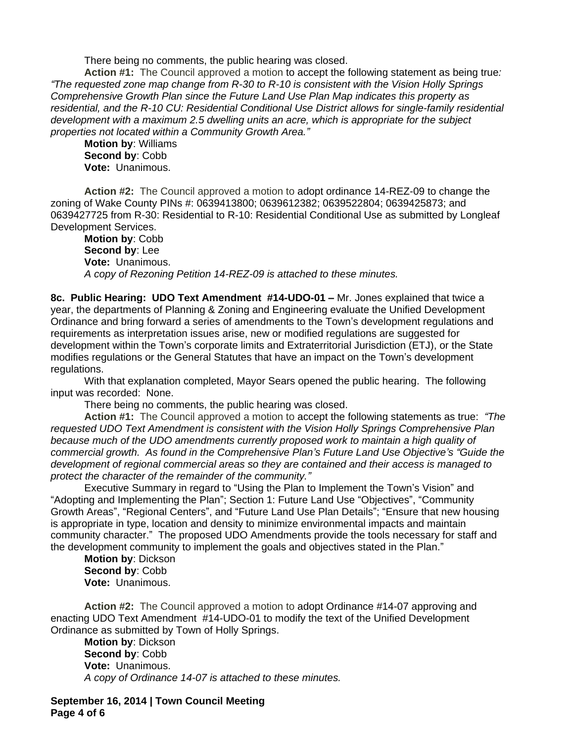There being no comments, the public hearing was closed.

**Action #1:** The Council approved a motion to accept the following statement as being true*: "The requested zone map change from R-30 to R-10 is consistent with the Vision Holly Springs Comprehensive Growth Plan since the Future Land Use Plan Map indicates this property as residential, and the R-10 CU: Residential Conditional Use District allows for single-family residential development with a maximum 2.5 dwelling units an acre, which is appropriate for the subject properties not located within a Community Growth Area."*

**Motion by**: Williams
**Second by**: Cobb
**Vote:** Unanimous.

**Action #2:** The Council approved a motion to adopt ordinance 14-REZ-09 to change the zoning of Wake County PINs #: 0639413800; 0639612382; 0639522804; 0639425873; and 0639427725 from R-30: Residential to R-10: Residential Conditional Use as submitted by Longleaf Development Services.

**Motion by**: Cobb
**Second by**: Lee
**Vote:** Unanimous.
*A copy of Rezoning Petition 14-REZ-09 is attached to these minutes.*

**8c. Public Hearing: UDO Text Amendment #14-UDO-01 –** Mr. Jones explained that twice a year, the departments of Planning & Zoning and Engineering evaluate the Unified Development Ordinance and bring forward a series of amendments to the Town's development regulations and requirements as interpretation issues arise, new or modified regulations are suggested for development within the Town's corporate limits and Extraterritorial Jurisdiction (ETJ), or the State modifies regulations or the General Statutes that have an impact on the Town's development regulations.

With that explanation completed, Mayor Sears opened the public hearing. The following input was recorded: None.

There being no comments, the public hearing was closed.

**Action #1:** The Council approved a motion to accept the following statements as true: *"The requested UDO Text Amendment is consistent with the Vision Holly Springs Comprehensive Plan because much of the UDO amendments currently proposed work to maintain a high quality of commercial growth. As found in the Comprehensive Plan's Future Land Use Objective's "Guide the development of regional commercial areas so they are contained and their access is managed to protect the character of the remainder of the community."*

Executive Summary in regard to "Using the Plan to Implement the Town's Vision" and "Adopting and Implementing the Plan"; Section 1: Future Land Use "Objectives", "Community Growth Areas", "Regional Centers", and "Future Land Use Plan Details"; "Ensure that new housing is appropriate in type, location and density to minimize environmental impacts and maintain community character." The proposed UDO Amendments provide the tools necessary for staff and the development community to implement the goals and objectives stated in the Plan."

**Motion by**: Dickson
**Second by**: Cobb
**Vote:** Unanimous.

**Action #2:** The Council approved a motion to adopt Ordinance #14-07 approving and enacting UDO Text Amendment #14-UDO-01 to modify the text of the Unified Development Ordinance as submitted by Town of Holly Springs.

**Motion by**: Dickson
**Second by**: Cobb
**Vote:** Unanimous.
*A copy of Ordinance 14-07 is attached to these minutes.*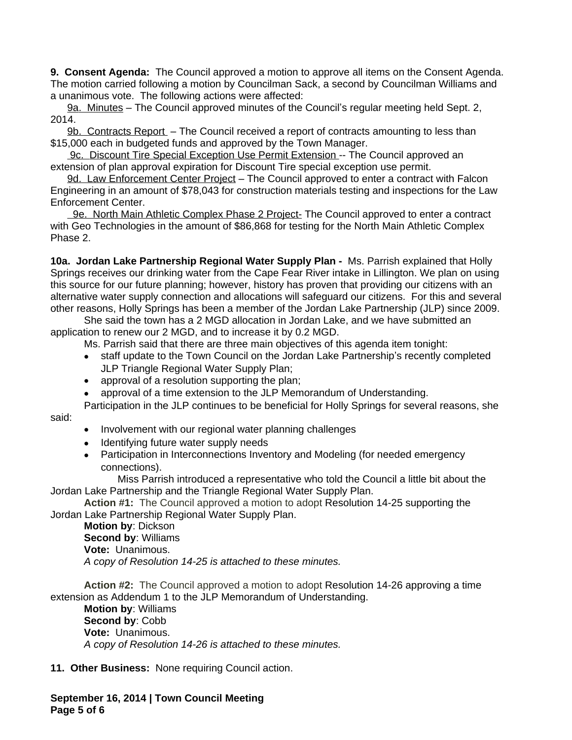**9. Consent Agenda:** The Council approved a motion to approve all items on the Consent Agenda. The motion carried following a motion by Councilman Sack, a second by Councilman Williams and a unanimous vote. The following actions were affected:

9a. Minutes – The Council approved minutes of the Council's regular meeting held Sept. 2, 2014.

9b. Contracts Report – The Council received a report of contracts amounting to less than $15,000 each in budgeted funds and approved by the Town Manager.

9c. Discount Tire Special Exception Use Permit Extension -- The Council approved an extension of plan approval expiration for Discount Tire special exception use permit.

9d. Law Enforcement Center Project – The Council approved to enter a contract with Falcon Engineering in an amount of $78,043 for construction materials testing and inspections for the Law Enforcement Center.

9e. North Main Athletic Complex Phase 2 Project- The Council approved to enter a contract with Geo Technologies in the amount of $86,868 for testing for the North Main Athletic Complex Phase 2.

**10a. Jordan Lake Partnership Regional Water Supply Plan -** Ms. Parrish explained that Holly Springs receives our drinking water from the Cape Fear River intake in Lillington. We plan on using this source for our future planning; however, history has proven that providing our citizens with an alternative water supply connection and allocations will safeguard our citizens. For this and several other reasons, Holly Springs has been a member of the Jordan Lake Partnership (JLP) since 2009.

She said the town has a 2 MGD allocation in Jordan Lake, and we have submitted an application to renew our 2 MGD, and to increase it by 0.2 MGD.

Ms. Parrish said that there are three main objectives of this agenda item tonight:

- staff update to the Town Council on the Jordan Lake Partnership's recently completed JLP Triangle Regional Water Supply Plan;
- approval of a resolution supporting the plan;
- approval of a time extension to the JLP Memorandum of Understanding.

Participation in the JLP continues to be beneficial for Holly Springs for several reasons, she said:

- Involvement with our regional water planning challenges
- Identifying future water supply needs
- Participation in Interconnections Inventory and Modeling (for needed emergency connections).

Miss Parrish introduced a representative who told the Council a little bit about the Jordan Lake Partnership and the Triangle Regional Water Supply Plan.

**Action #1:** The Council approved a motion to adopt Resolution 14-25 supporting the Jordan Lake Partnership Regional Water Supply Plan.

**Motion by**: Dickson
**Second by**: Williams
**Vote:** Unanimous.
*A copy of Resolution 14-25 is attached to these minutes.*

**Action #2:** The Council approved a motion to adopt Resolution 14-26 approving a time extension as Addendum 1 to the JLP Memorandum of Understanding.

**Motion by**: Williams
**Second by**: Cobb
**Vote:** Unanimous.
*A copy of Resolution 14-26 is attached to these minutes.*

**11. Other Business:** None requiring Council action.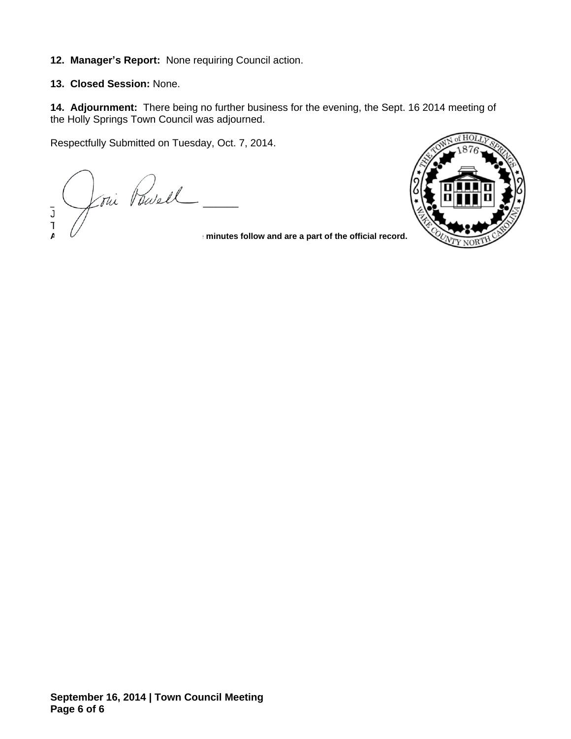**12. Manager's Report:** None requiring Council action.

**13. Closed Session:** None.

**14. Adjournment:** There being no further business for the evening, the Sept. 16 2014 meeting of the Holly Springs Town Council was adjourned.

Respectfully Submitted on Tuesday, Oct. 7, 2014.

J

T

**A minutes follow and are a part of the official record.**